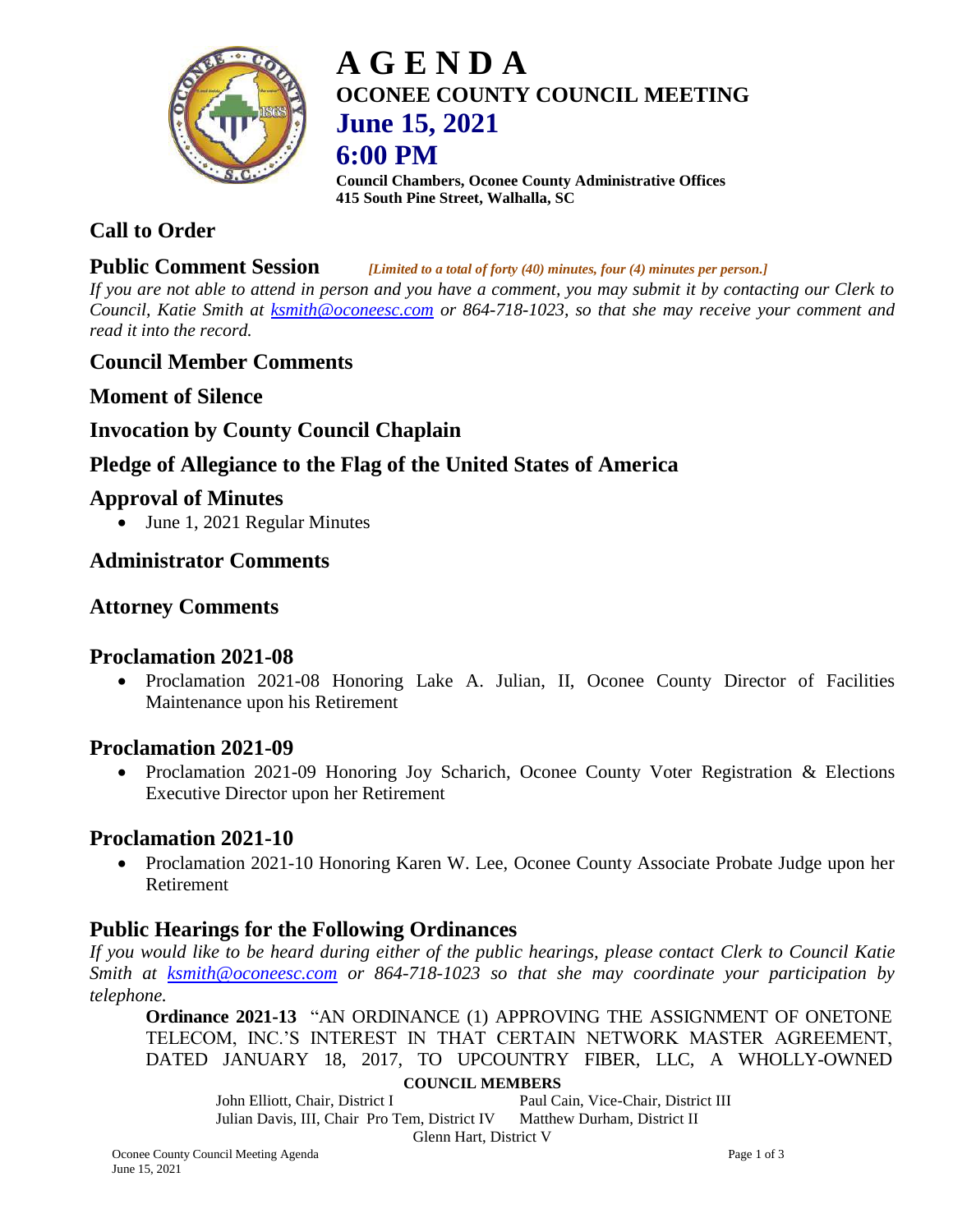# A G E N D A

## OCONEE COUNTY COUNCIL MEETING

## June 15, 2021

## 6:00 PM

**Council Chambers, Oconee County Administrative Offices**
**415 South Pine Street, Walhalla, SC**

## Call to Order

## Public Comment Session

*[Limited to a total of forty (40) minutes, four (4) minutes per person.]*

*If you are not able to attend in person and you have a comment, you may submit it by contacting our Clerk to Council, Katie Smith at ksmith@oconeesc.com or 864-718-1023, so that she may receive your comment and read it into the record.*

## Council Member Comments

## Moment of Silence

## Invocation by County Council Chaplain

## Pledge of Allegiance to the Flag of the United States of America

## Approval of Minutes

- June 1, 2021 Regular Minutes

## Administrator Comments

## Attorney Comments

## Proclamation 2021-08

- Proclamation 2021-08 Honoring Lake A. Julian, II, Oconee County Director of Facilities Maintenance upon his Retirement

## Proclamation 2021-09

- Proclamation 2021-09 Honoring Joy Scharich, Oconee County Voter Registration & Elections Executive Director upon her Retirement

## Proclamation 2021-10

- Proclamation 2021-10 Honoring Karen W. Lee, Oconee County Associate Probate Judge upon her Retirement

## Public Hearings for the Following Ordinances

*If you would like to be heard during either of the public hearings, please contact Clerk to Council Katie Smith at ksmith@oconeesc.com or 864-718-1023 so that she may coordinate your participation by telephone.*

**Ordinance 2021-13** "AN ORDINANCE (1) APPROVING THE ASSIGNMENT OF ONETONE TELECOM, INC.'S INTEREST IN THAT CERTAIN NETWORK MASTER AGREEMENT, DATED JANUARY 18, 2017, TO UPCOUNTRY FIBER, LLC, A WHOLLY-OWNED

**COUNCIL MEMBERS**

John Elliott, Chair, District I
Paul Cain, Vice-Chair, District III
Julian Davis, III, Chair Pro Tem, District IV
Matthew Durham, District II
Glenn Hart, District V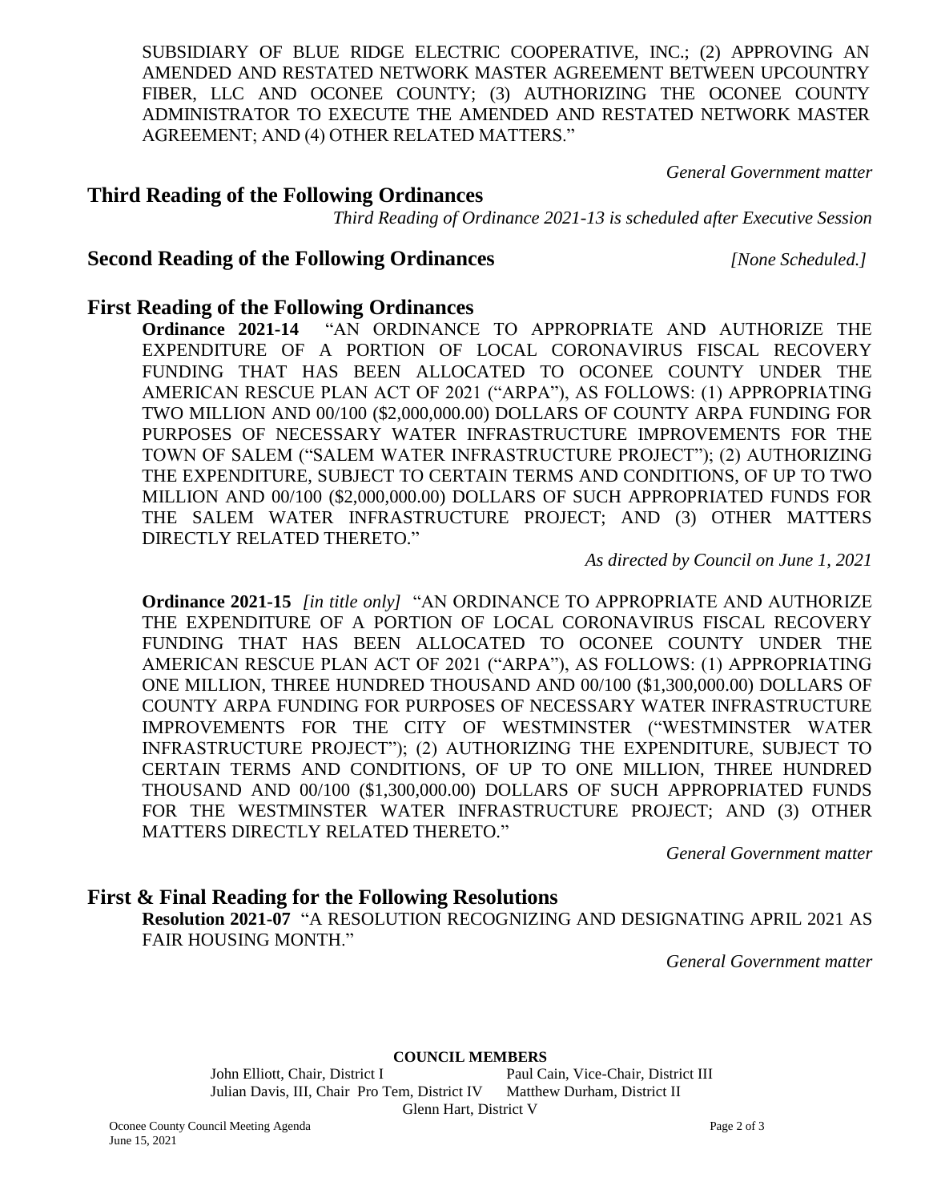SUBSIDIARY OF BLUE RIDGE ELECTRIC COOPERATIVE, INC.; (2) APPROVING AN AMENDED AND RESTATED NETWORK MASTER AGREEMENT BETWEEN UPCOUNTRY FIBER, LLC AND OCONEE COUNTY; (3) AUTHORIZING THE OCONEE COUNTY ADMINISTRATOR TO EXECUTE THE AMENDED AND RESTATED NETWORK MASTER AGREEMENT; AND (4) OTHER RELATED MATTERS."

*General Government matter*

## Third Reading of the Following Ordinances

*Third Reading of Ordinance 2021-13 is scheduled after Executive Session*

## Second Reading of the Following Ordinances *[None Scheduled.]*

## First Reading of the Following Ordinances

**Ordinance 2021-14** "AN ORDINANCE TO APPROPRIATE AND AUTHORIZE THE EXPENDITURE OF A PORTION OF LOCAL CORONAVIRUS FISCAL RECOVERY FUNDING THAT HAS BEEN ALLOCATED TO OCONEE COUNTY UNDER THE AMERICAN RESCUE PLAN ACT OF 2021 ("ARPA"), AS FOLLOWS: (1) APPROPRIATING TWO MILLION AND 00/100 ($2,000,000.00) DOLLARS OF COUNTY ARPA FUNDING FOR PURPOSES OF NECESSARY WATER INFRASTRUCTURE IMPROVEMENTS FOR THE TOWN OF SALEM ("SALEM WATER INFRASTRUCTURE PROJECT"); (2) AUTHORIZING THE EXPENDITURE, SUBJECT TO CERTAIN TERMS AND CONDITIONS, OF UP TO TWO MILLION AND 00/100 ($2,000,000.00) DOLLARS OF SUCH APPROPRIATED FUNDS FOR THE SALEM WATER INFRASTRUCTURE PROJECT; AND (3) OTHER MATTERS DIRECTLY RELATED THERETO."

*As directed by Council on June 1, 2021*

**Ordinance 2021-15** *[in title only]* "AN ORDINANCE TO APPROPRIATE AND AUTHORIZE THE EXPENDITURE OF A PORTION OF LOCAL CORONAVIRUS FISCAL RECOVERY FUNDING THAT HAS BEEN ALLOCATED TO OCONEE COUNTY UNDER THE AMERICAN RESCUE PLAN ACT OF 2021 ("ARPA"), AS FOLLOWS: (1) APPROPRIATING ONE MILLION, THREE HUNDRED THOUSAND AND 00/100 ($1,300,000.00) DOLLARS OF COUNTY ARPA FUNDING FOR PURPOSES OF NECESSARY WATER INFRASTRUCTURE IMPROVEMENTS FOR THE CITY OF WESTMINSTER ("WESTMINSTER WATER INFRASTRUCTURE PROJECT"); (2) AUTHORIZING THE EXPENDITURE, SUBJECT TO CERTAIN TERMS AND CONDITIONS, OF UP TO ONE MILLION, THREE HUNDRED THOUSAND AND 00/100 ($1,300,000.00) DOLLARS OF SUCH APPROPRIATED FUNDS FOR THE WESTMINSTER WATER INFRASTRUCTURE PROJECT; AND (3) OTHER MATTERS DIRECTLY RELATED THERETO."

*General Government matter*

## First & Final Reading for the Following Resolutions

**Resolution 2021-07** "A RESOLUTION RECOGNIZING AND DESIGNATING APRIL 2021 AS FAIR HOUSING MONTH."

*General Government matter*

**COUNCIL MEMBERS**

John Elliott, Chair, District I — Paul Cain, Vice-Chair, District III
Julian Davis, III, Chair Pro Tem, District IV — Matthew Durham, District II
Glenn Hart, District V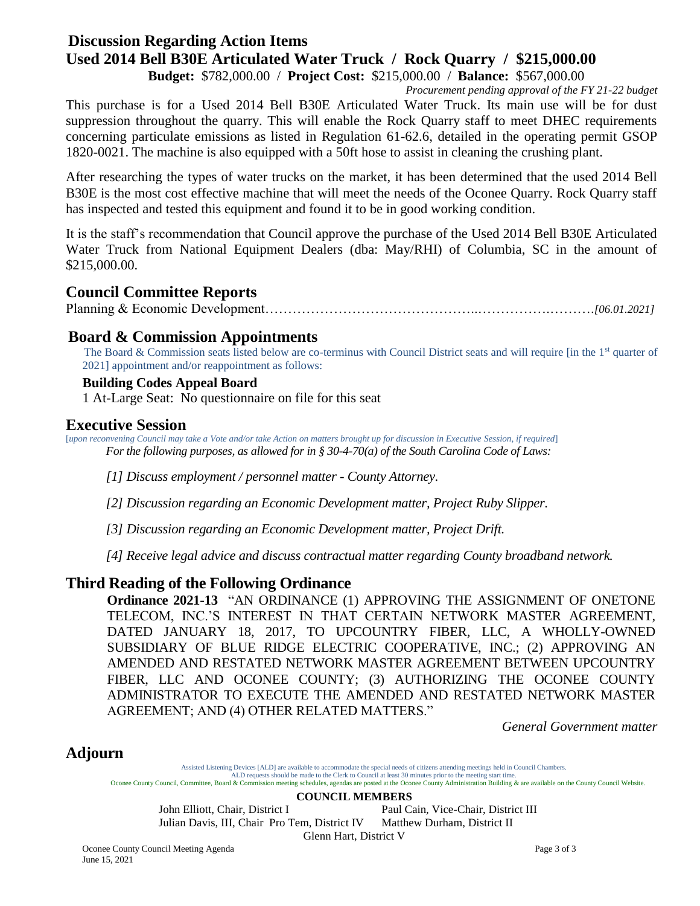## Discussion Regarding Action Items

### Used 2014 Bell B30E Articulated Water Truck / Rock Quarry / $215,000.00

**Budget:** $782,000.00 / **Project Cost:** $215,000.00 / **Balance:** $567,000.00

*Procurement pending approval of the FY 21-22 budget*

This purchase is for a Used 2014 Bell B30E Articulated Water Truck. Its main use will be for dust suppression throughout the quarry. This will enable the Rock Quarry staff to meet DHEC requirements concerning particulate emissions as listed in Regulation 61-62.6, detailed in the operating permit GSOP 1820-0021. The machine is also equipped with a 50ft hose to assist in cleaning the crushing plant.

After researching the types of water trucks on the market, it has been determined that the used 2014 Bell B30E is the most cost effective machine that will meet the needs of the Oconee Quarry. Rock Quarry staff has inspected and tested this equipment and found it to be in good working condition.

It is the staff's recommendation that Council approve the purchase of the Used 2014 Bell B30E Articulated Water Truck from National Equipment Dealers (dba: May/RHI) of Columbia, SC in the amount of $215,000.00.

## Council Committee Reports

Planning & Economic Development……………………………………..……………..………*[06.01.2021]*

## Board & Commission Appointments

The Board & Commission seats listed below are co-terminus with Council District seats and will require [in the 1st quarter of 2021] appointment and/or reappointment as follows:

**Building Codes Appeal Board**

1 At-Large Seat: No questionnaire on file for this seat

## Executive Session

[*upon reconvening Council may take a Vote and/or take Action on matters brought up for discussion in Executive Session, if required*]

*For the following purposes, as allowed for in § 30-4-70(a) of the South Carolina Code of Laws:*

*[1] Discuss employment / personnel matter - County Attorney.*

*[2] Discussion regarding an Economic Development matter, Project Ruby Slipper.*

*[3] Discussion regarding an Economic Development matter, Project Drift.*

*[4] Receive legal advice and discuss contractual matter regarding County broadband network.*

## Third Reading of the Following Ordinance

**Ordinance 2021-13** "AN ORDINANCE (1) APPROVING THE ASSIGNMENT OF ONETONE TELECOM, INC.'S INTEREST IN THAT CERTAIN NETWORK MASTER AGREEMENT, DATED JANUARY 18, 2017, TO UPCOUNTRY FIBER, LLC, A WHOLLY-OWNED SUBSIDIARY OF BLUE RIDGE ELECTRIC COOPERATIVE, INC.; (2) APPROVING AN AMENDED AND RESTATED NETWORK MASTER AGREEMENT BETWEEN UPCOUNTRY FIBER, LLC AND OCONEE COUNTY; (3) AUTHORIZING THE OCONEE COUNTY ADMINISTRATOR TO EXECUTE THE AMENDED AND RESTATED NETWORK MASTER AGREEMENT; AND (4) OTHER RELATED MATTERS."

*General Government matter*

## Adjourn

Assisted Listening Devices [ALD] are available to accommodate the special needs of citizens attending meetings held in Council Chambers.
ALD requests should be made to the Clerk to Council at least 30 minutes prior to the meeting start time.
Oconee County Council, Committee, Board & Commission meeting schedules, agendas are posted at the Oconee County Administration Building & are available on the County Council Website.

**COUNCIL MEMBERS**

John Elliott, Chair, District I
Paul Cain, Vice-Chair, District III
Julian Davis, III, Chair Pro Tem, District IV
Matthew Durham, District II
Glenn Hart, District V

Oconee County Council Meeting Agenda
June 15, 2021